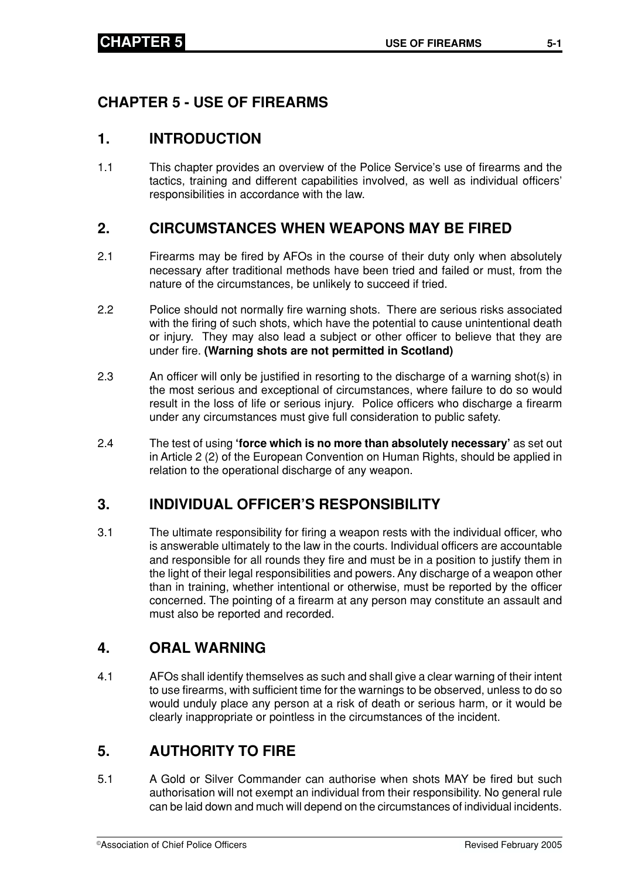# CHAPTER 5 - USE OF FIREARMS

## 1. INTRODUCTION

1.1 This chapter provides an overview of the Police Service's use of firearms and the tactics, training and different capabilities involved, as well as individual officers' responsibilities in accordance with the law.

## 2. CIRCUMSTANCES WHEN WEAPONS MAY BE FIRED

2.1 Firearms may be fired by AFOs in the course of their duty only when absolutely necessary after traditional methods have been tried and failed or must, from the nature of the circumstances, be unlikely to succeed if tried.

2.2 Police should not normally fire warning shots. There are serious risks associated with the firing of such shots, which have the potential to cause unintentional death or injury. They may also lead a subject or other officer to believe that they are under fire. **(Warning shots are not permitted in Scotland)**

2.3 An officer will only be justified in resorting to the discharge of a warning shot(s) in the most serious and exceptional of circumstances, where failure to do so would result in the loss of life or serious injury. Police officers who discharge a firearm under any circumstances must give full consideration to public safety.

2.4 The test of using **'force which is no more than absolutely necessary'** as set out in Article 2 (2) of the European Convention on Human Rights, should be applied in relation to the operational discharge of any weapon.

## 3. INDIVIDUAL OFFICER'S RESPONSIBILITY

3.1 The ultimate responsibility for firing a weapon rests with the individual officer, who is answerable ultimately to the law in the courts. Individual officers are accountable and responsible for all rounds they fire and must be in a position to justify them in the light of their legal responsibilities and powers. Any discharge of a weapon other than in training, whether intentional or otherwise, must be reported by the officer concerned. The pointing of a firearm at any person may constitute an assault and must also be reported and recorded.

## 4. ORAL WARNING

4.1 AFOs shall identify themselves as such and shall give a clear warning of their intent to use firearms, with sufficient time for the warnings to be observed, unless to do so would unduly place any person at a risk of death or serious harm, or it would be clearly inappropriate or pointless in the circumstances of the incident.

## 5. AUTHORITY TO FIRE

5.1 A Gold or Silver Commander can authorise when shots MAY be fired but such authorisation will not exempt an individual from their responsibility. No general rule can be laid down and much will depend on the circumstances of individual incidents.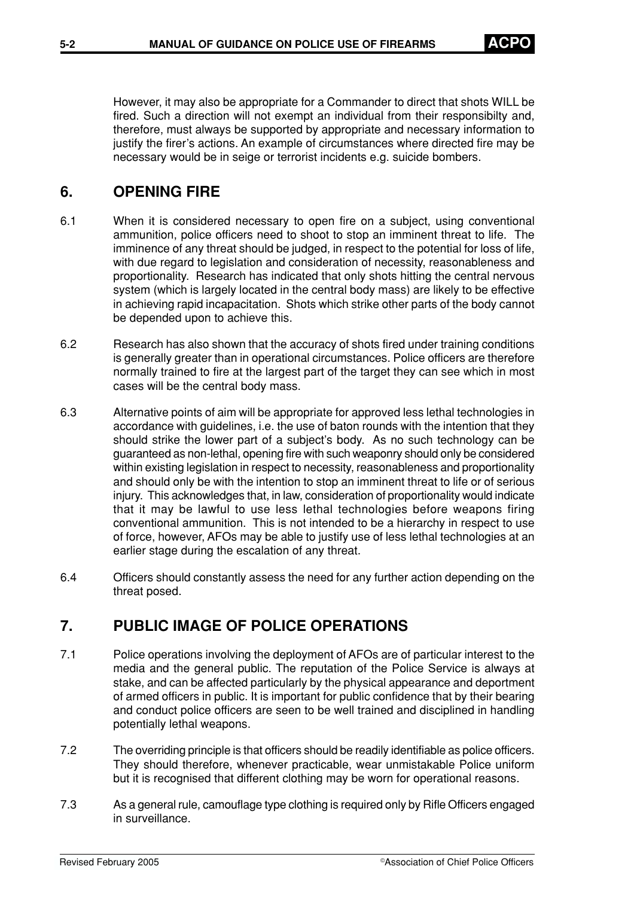However, it may also be appropriate for a Commander to direct that shots WILL be fired. Such a direction will not exempt an individual from their responsibilty and, therefore, must always be supported by appropriate and necessary information to justify the firer's actions. An example of circumstances where directed fire may be necessary would be in seige or terrorist incidents e.g. suicide bombers.

## 6. OPENING FIRE

6.1 When it is considered necessary to open fire on a subject, using conventional ammunition, police officers need to shoot to stop an imminent threat to life. The imminence of any threat should be judged, in respect to the potential for loss of life, with due regard to legislation and consideration of necessity, reasonableness and proportionality. Research has indicated that only shots hitting the central nervous system (which is largely located in the central body mass) are likely to be effective in achieving rapid incapacitation. Shots which strike other parts of the body cannot be depended upon to achieve this.

6.2 Research has also shown that the accuracy of shots fired under training conditions is generally greater than in operational circumstances. Police officers are therefore normally trained to fire at the largest part of the target they can see which in most cases will be the central body mass.

6.3 Alternative points of aim will be appropriate for approved less lethal technologies in accordance with guidelines, i.e. the use of baton rounds with the intention that they should strike the lower part of a subject's body. As no such technology can be guaranteed as non-lethal, opening fire with such weaponry should only be considered within existing legislation in respect to necessity, reasonableness and proportionality and should only be with the intention to stop an imminent threat to life or of serious injury. This acknowledges that, in law, consideration of proportionality would indicate that it may be lawful to use less lethal technologies before weapons firing conventional ammunition. This is not intended to be a hierarchy in respect to use of force, however, AFOs may be able to justify use of less lethal technologies at an earlier stage during the escalation of any threat.

6.4 Officers should constantly assess the need for any further action depending on the threat posed.

## 7. PUBLIC IMAGE OF POLICE OPERATIONS

7.1 Police operations involving the deployment of AFOs are of particular interest to the media and the general public. The reputation of the Police Service is always at stake, and can be affected particularly by the physical appearance and deportment of armed officers in public. It is important for public confidence that by their bearing and conduct police officers are seen to be well trained and disciplined in handling potentially lethal weapons.

7.2 The overriding principle is that officers should be readily identifiable as police officers. They should therefore, whenever practicable, wear unmistakable Police uniform but it is recognised that different clothing may be worn for operational reasons.

7.3 As a general rule, camouflage type clothing is required only by Rifle Officers engaged in surveillance.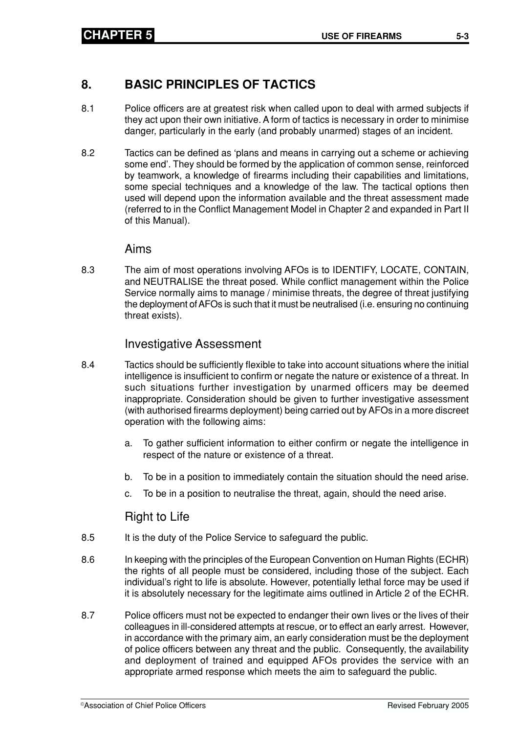## 8. BASIC PRINCIPLES OF TACTICS

8.1 Police officers are at greatest risk when called upon to deal with armed subjects if they act upon their own initiative. A form of tactics is necessary in order to minimise danger, particularly in the early (and probably unarmed) stages of an incident.

8.2 Tactics can be defined as 'plans and means in carrying out a scheme or achieving some end'. They should be formed by the application of common sense, reinforced by teamwork, a knowledge of firearms including their capabilities and limitations, some special techniques and a knowledge of the law. The tactical options then used will depend upon the information available and the threat assessment made (referred to in the Conflict Management Model in Chapter 2 and expanded in Part II of this Manual).

### Aims

8.3 The aim of most operations involving AFOs is to IDENTIFY, LOCATE, CONTAIN, and NEUTRALISE the threat posed. While conflict management within the Police Service normally aims to manage / minimise threats, the degree of threat justifying the deployment of AFOs is such that it must be neutralised (i.e. ensuring no continuing threat exists).

### Investigative Assessment

8.4 Tactics should be sufficiently flexible to take into account situations where the initial intelligence is insufficient to confirm or negate the nature or existence of a threat. In such situations further investigation by unarmed officers may be deemed inappropriate. Consideration should be given to further investigative assessment (with authorised firearms deployment) being carried out by AFOs in a more discreet operation with the following aims:

a. To gather sufficient information to either confirm or negate the intelligence in respect of the nature or existence of a threat.

b. To be in a position to immediately contain the situation should the need arise.

c. To be in a position to neutralise the threat, again, should the need arise.

### Right to Life

8.5 It is the duty of the Police Service to safeguard the public.

8.6 In keeping with the principles of the European Convention on Human Rights (ECHR) the rights of all people must be considered, including those of the subject. Each individual's right to life is absolute. However, potentially lethal force may be used if it is absolutely necessary for the legitimate aims outlined in Article 2 of the ECHR.

8.7 Police officers must not be expected to endanger their own lives or the lives of their colleagues in ill-considered attempts at rescue, or to effect an early arrest. However, in accordance with the primary aim, an early consideration must be the deployment of police officers between any threat and the public. Consequently, the availability and deployment of trained and equipped AFOs provides the service with an appropriate armed response which meets the aim to safeguard the public.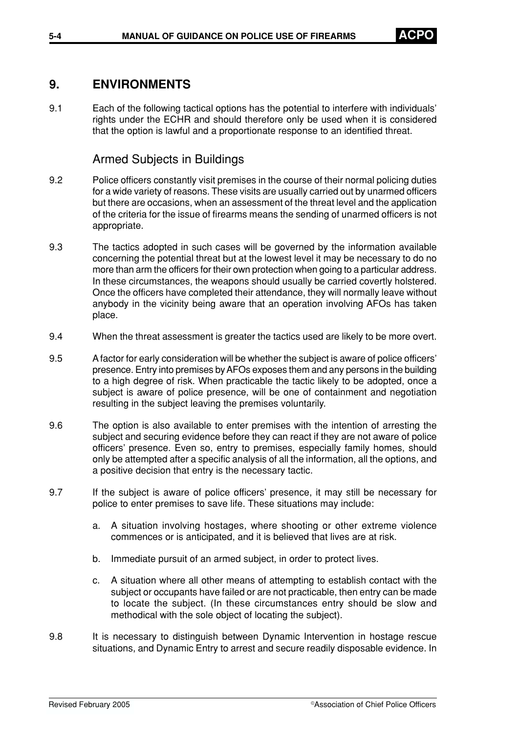## 9. ENVIRONMENTS

9.1 Each of the following tactical options has the potential to interfere with individuals' rights under the ECHR and should therefore only be used when it is considered that the option is lawful and a proportionate response to an identified threat.

### Armed Subjects in Buildings

9.2 Police officers constantly visit premises in the course of their normal policing duties for a wide variety of reasons. These visits are usually carried out by unarmed officers but there are occasions, when an assessment of the threat level and the application of the criteria for the issue of firearms means the sending of unarmed officers is not appropriate.

9.3 The tactics adopted in such cases will be governed by the information available concerning the potential threat but at the lowest level it may be necessary to do no more than arm the officers for their own protection when going to a particular address. In these circumstances, the weapons should usually be carried covertly holstered. Once the officers have completed their attendance, they will normally leave without anybody in the vicinity being aware that an operation involving AFOs has taken place.

9.4 When the threat assessment is greater the tactics used are likely to be more overt.

9.5 A factor for early consideration will be whether the subject is aware of police officers' presence. Entry into premises by AFOs exposes them and any persons in the building to a high degree of risk. When practicable the tactic likely to be adopted, once a subject is aware of police presence, will be one of containment and negotiation resulting in the subject leaving the premises voluntarily.

9.6 The option is also available to enter premises with the intention of arresting the subject and securing evidence before they can react if they are not aware of police officers' presence. Even so, entry to premises, especially family homes, should only be attempted after a specific analysis of all the information, all the options, and a positive decision that entry is the necessary tactic.

9.7 If the subject is aware of police officers' presence, it may still be necessary for police to enter premises to save life. These situations may include:

a. A situation involving hostages, where shooting or other extreme violence commences or is anticipated, and it is believed that lives are at risk.

b. Immediate pursuit of an armed subject, in order to protect lives.

c. A situation where all other means of attempting to establish contact with the subject or occupants have failed or are not practicable, then entry can be made to locate the subject. (In these circumstances entry should be slow and methodical with the sole object of locating the subject).

9.8 It is necessary to distinguish between Dynamic Intervention in hostage rescue situations, and Dynamic Entry to arrest and secure readily disposable evidence. In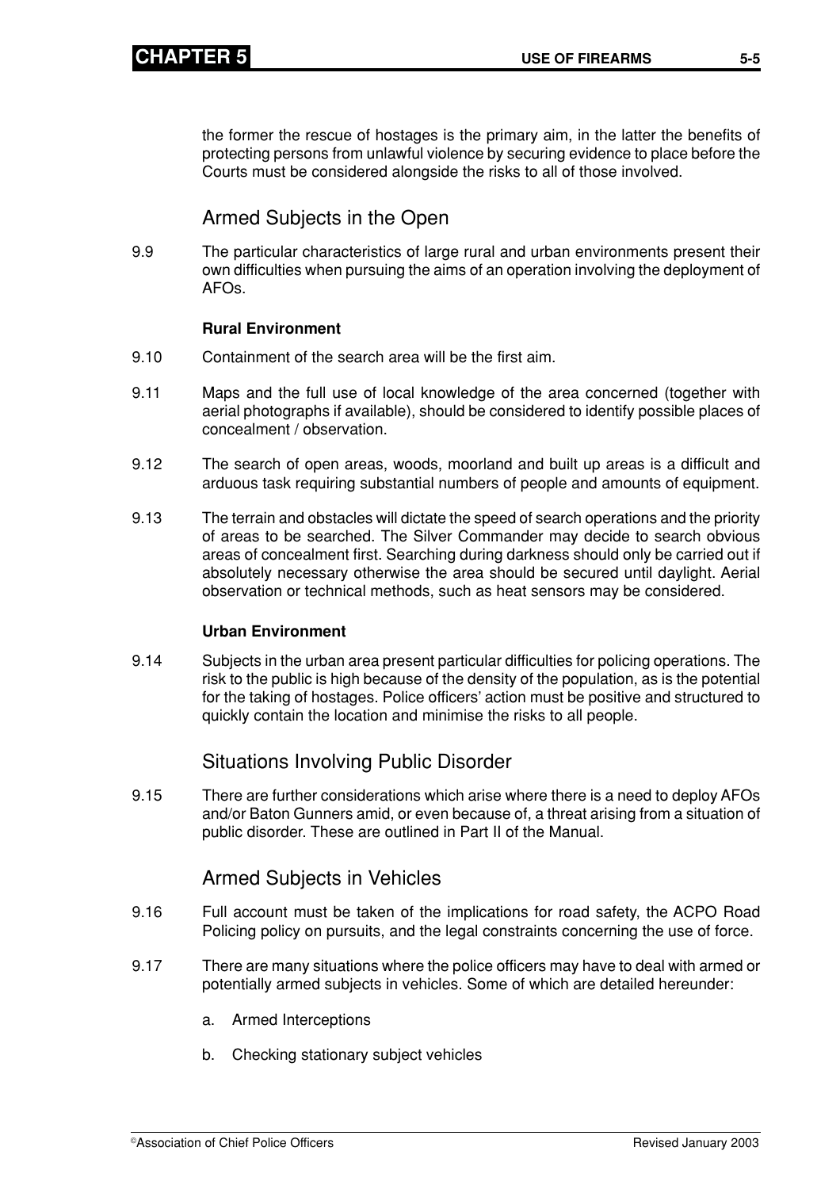the former the rescue of hostages is the primary aim, in the latter the benefits of protecting persons from unlawful violence by securing evidence to place before the Courts must be considered alongside the risks to all of those involved.

## Armed Subjects in the Open

9.9 The particular characteristics of large rural and urban environments present their own difficulties when pursuing the aims of an operation involving the deployment of AFOs.

**Rural Environment**

9.10 Containment of the search area will be the first aim.

9.11 Maps and the full use of local knowledge of the area concerned (together with aerial photographs if available), should be considered to identify possible places of concealment / observation.

9.12 The search of open areas, woods, moorland and built up areas is a difficult and arduous task requiring substantial numbers of people and amounts of equipment.

9.13 The terrain and obstacles will dictate the speed of search operations and the priority of areas to be searched. The Silver Commander may decide to search obvious areas of concealment first. Searching during darkness should only be carried out if absolutely necessary otherwise the area should be secured until daylight. Aerial observation or technical methods, such as heat sensors may be considered.

**Urban Environment**

9.14 Subjects in the urban area present particular difficulties for policing operations. The risk to the public is high because of the density of the population, as is the potential for the taking of hostages. Police officers' action must be positive and structured to quickly contain the location and minimise the risks to all people.

## Situations Involving Public Disorder

9.15 There are further considerations which arise where there is a need to deploy AFOs and/or Baton Gunners amid, or even because of, a threat arising from a situation of public disorder. These are outlined in Part II of the Manual.

## Armed Subjects in Vehicles

9.16 Full account must be taken of the implications for road safety, the ACPO Road Policing policy on pursuits, and the legal constraints concerning the use of force.

9.17 There are many situations where the police officers may have to deal with armed or potentially armed subjects in vehicles. Some of which are detailed hereunder:

a. Armed Interceptions

b. Checking stationary subject vehicles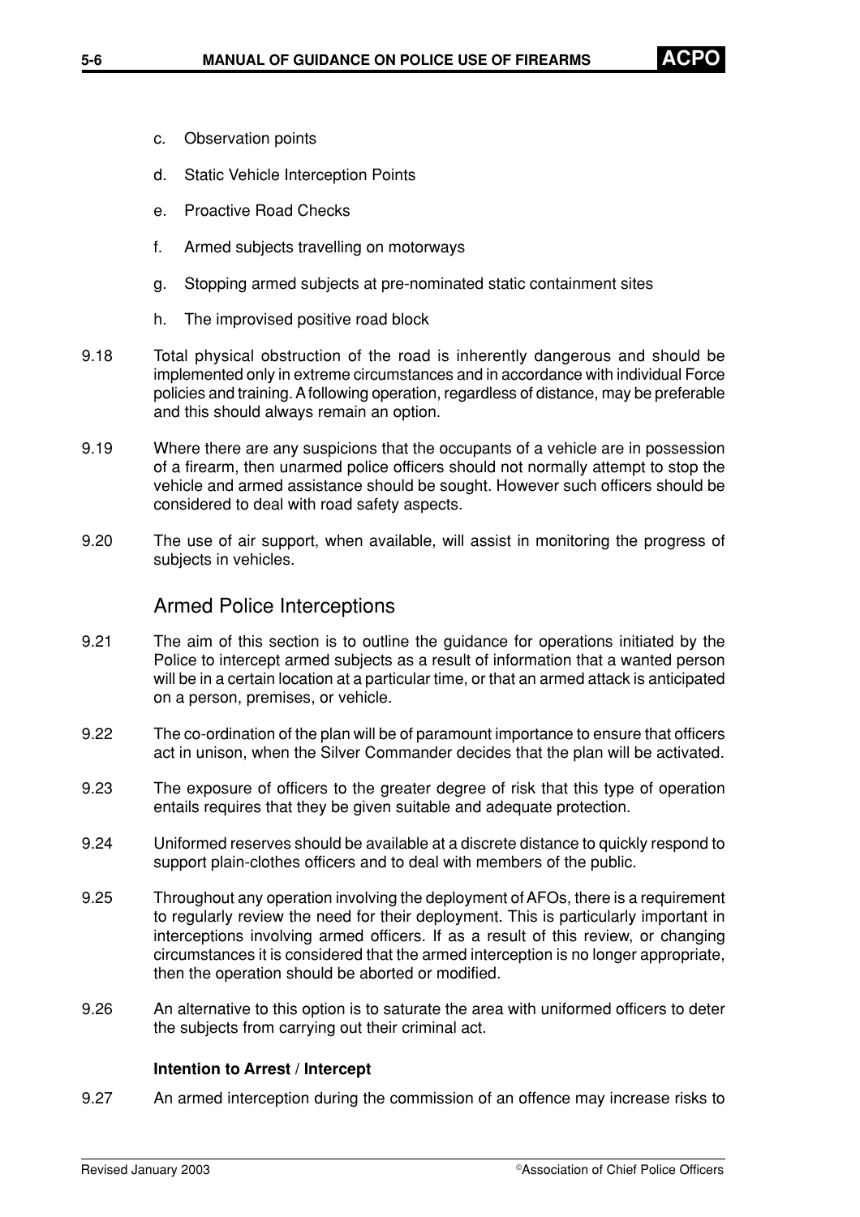c. Observation points

d. Static Vehicle Interception Points

e. Proactive Road Checks

f. Armed subjects travelling on motorways

g. Stopping armed subjects at pre-nominated static containment sites

h. The improvised positive road block

9.18 Total physical obstruction of the road is inherently dangerous and should be implemented only in extreme circumstances and in accordance with individual Force policies and training. A following operation, regardless of distance, may be preferable and this should always remain an option.

9.19 Where there are any suspicions that the occupants of a vehicle are in possession of a firearm, then unarmed police officers should not normally attempt to stop the vehicle and armed assistance should be sought. However such officers should be considered to deal with road safety aspects.

9.20 The use of air support, when available, will assist in monitoring the progress of subjects in vehicles.

## Armed Police Interceptions

9.21 The aim of this section is to outline the guidance for operations initiated by the Police to intercept armed subjects as a result of information that a wanted person will be in a certain location at a particular time, or that an armed attack is anticipated on a person, premises, or vehicle.

9.22 The co-ordination of the plan will be of paramount importance to ensure that officers act in unison, when the Silver Commander decides that the plan will be activated.

9.23 The exposure of officers to the greater degree of risk that this type of operation entails requires that they be given suitable and adequate protection.

9.24 Uniformed reserves should be available at a discrete distance to quickly respond to support plain-clothes officers and to deal with members of the public.

9.25 Throughout any operation involving the deployment of AFOs, there is a requirement to regularly review the need for their deployment. This is particularly important in interceptions involving armed officers. If as a result of this review, or changing circumstances it is considered that the armed interception is no longer appropriate, then the operation should be aborted or modified.

9.26 An alternative to this option is to saturate the area with uniformed officers to deter the subjects from carrying out their criminal act.

### Intention to Arrest / Intercept

9.27 An armed interception during the commission of an offence may increase risks to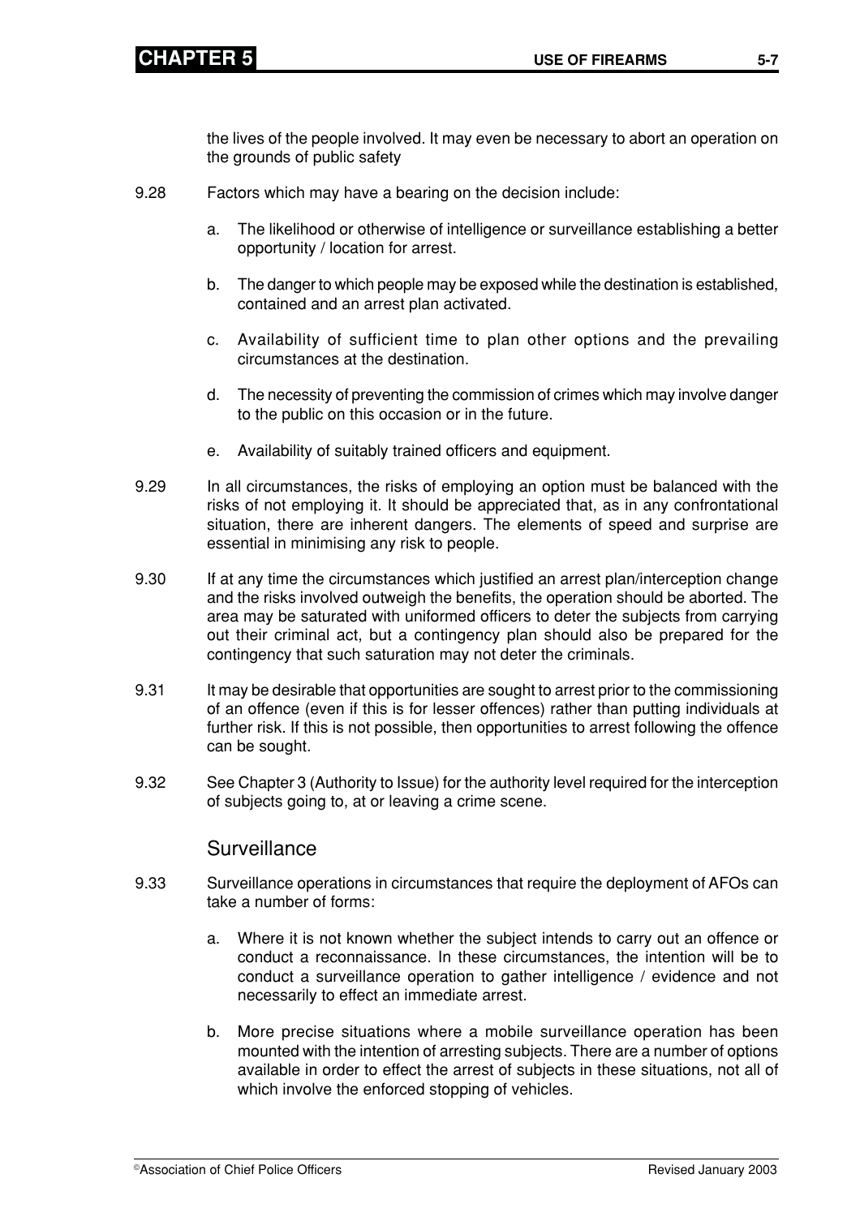the lives of the people involved. It may even be necessary to abort an operation on the grounds of public safety

9.28 Factors which may have a bearing on the decision include:

a. The likelihood or otherwise of intelligence or surveillance establishing a better opportunity / location for arrest.

b. The danger to which people may be exposed while the destination is established, contained and an arrest plan activated.

c. Availability of sufficient time to plan other options and the prevailing circumstances at the destination.

d. The necessity of preventing the commission of crimes which may involve danger to the public on this occasion or in the future.

e. Availability of suitably trained officers and equipment.

9.29 In all circumstances, the risks of employing an option must be balanced with the risks of not employing it. It should be appreciated that, as in any confrontational situation, there are inherent dangers. The elements of speed and surprise are essential in minimising any risk to people.

9.30 If at any time the circumstances which justified an arrest plan/interception change and the risks involved outweigh the benefits, the operation should be aborted. The area may be saturated with uniformed officers to deter the subjects from carrying out their criminal act, but a contingency plan should also be prepared for the contingency that such saturation may not deter the criminals.

9.31 It may be desirable that opportunities are sought to arrest prior to the commissioning of an offence (even if this is for lesser offences) rather than putting individuals at further risk. If this is not possible, then opportunities to arrest following the offence can be sought.

9.32 See Chapter 3 (Authority to Issue) for the authority level required for the interception of subjects going to, at or leaving a crime scene.

## Surveillance

9.33 Surveillance operations in circumstances that require the deployment of AFOs can take a number of forms:

a. Where it is not known whether the subject intends to carry out an offence or conduct a reconnaissance. In these circumstances, the intention will be to conduct a surveillance operation to gather intelligence / evidence and not necessarily to effect an immediate arrest.

b. More precise situations where a mobile surveillance operation has been mounted with the intention of arresting subjects. There are a number of options available in order to effect the arrest of subjects in these situations, not all of which involve the enforced stopping of vehicles.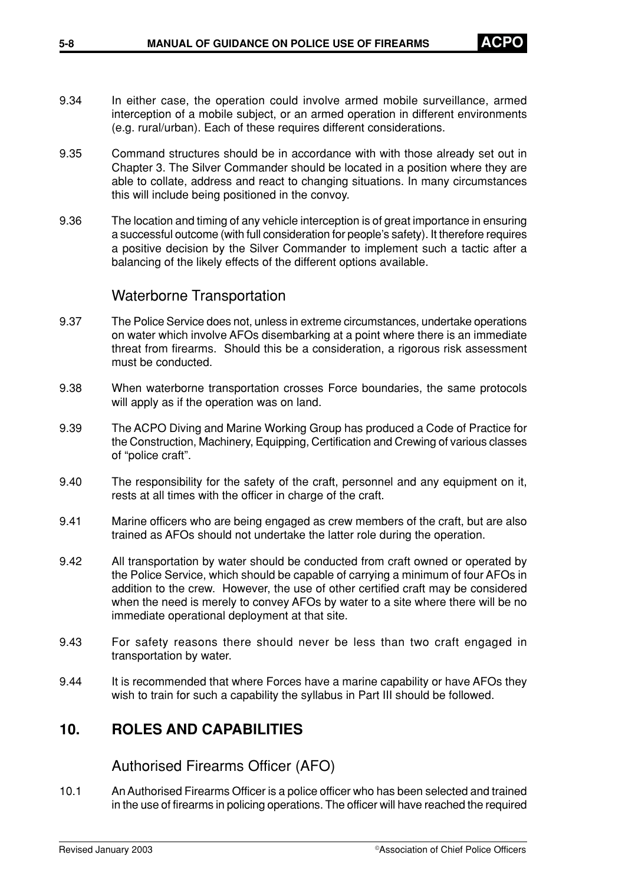9.34 In either case, the operation could involve armed mobile surveillance, armed interception of a mobile subject, or an armed operation in different environments (e.g. rural/urban). Each of these requires different considerations.

9.35 Command structures should be in accordance with with those already set out in Chapter 3. The Silver Commander should be located in a position where they are able to collate, address and react to changing situations. In many circumstances this will include being positioned in the convoy.

9.36 The location and timing of any vehicle interception is of great importance in ensuring a successful outcome (with full consideration for people's safety). It therefore requires a positive decision by the Silver Commander to implement such a tactic after a balancing of the likely effects of the different options available.

### Waterborne Transportation

9.37 The Police Service does not, unless in extreme circumstances, undertake operations on water which involve AFOs disembarking at a point where there is an immediate threat from firearms. Should this be a consideration, a rigorous risk assessment must be conducted.

9.38 When waterborne transportation crosses Force boundaries, the same protocols will apply as if the operation was on land.

9.39 The ACPO Diving and Marine Working Group has produced a Code of Practice for the Construction, Machinery, Equipping, Certification and Crewing of various classes of "police craft".

9.40 The responsibility for the safety of the craft, personnel and any equipment on it, rests at all times with the officer in charge of the craft.

9.41 Marine officers who are being engaged as crew members of the craft, but are also trained as AFOs should not undertake the latter role during the operation.

9.42 All transportation by water should be conducted from craft owned or operated by the Police Service, which should be capable of carrying a minimum of four AFOs in addition to the crew. However, the use of other certified craft may be considered when the need is merely to convey AFOs by water to a site where there will be no immediate operational deployment at that site.

9.43 For safety reasons there should never be less than two craft engaged in transportation by water.

9.44 It is recommended that where Forces have a marine capability or have AFOs they wish to train for such a capability the syllabus in Part III should be followed.

## 10. ROLES AND CAPABILITIES

### Authorised Firearms Officer (AFO)

10.1 An Authorised Firearms Officer is a police officer who has been selected and trained in the use of firearms in policing operations. The officer will have reached the required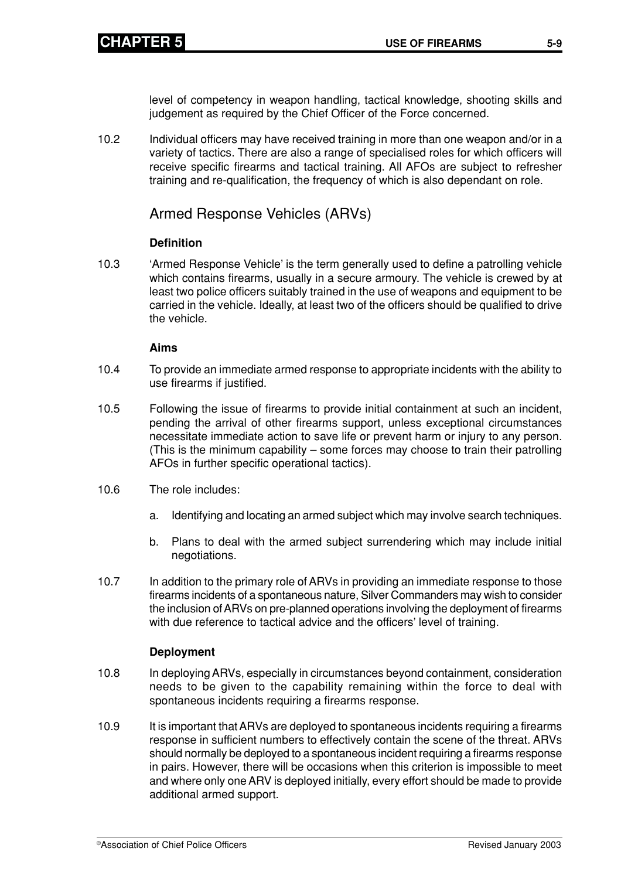level of competency in weapon handling, tactical knowledge, shooting skills and judgement as required by the Chief Officer of the Force concerned.

10.2 Individual officers may have received training in more than one weapon and/or in a variety of tactics. There are also a range of specialised roles for which officers will receive specific firearms and tactical training. All AFOs are subject to refresher training and re-qualification, the frequency of which is also dependant on role.

## Armed Response Vehicles (ARVs)

**Definition**

10.3 'Armed Response Vehicle' is the term generally used to define a patrolling vehicle which contains firearms, usually in a secure armoury. The vehicle is crewed by at least two police officers suitably trained in the use of weapons and equipment to be carried in the vehicle. Ideally, at least two of the officers should be qualified to drive the vehicle.

**Aims**

10.4 To provide an immediate armed response to appropriate incidents with the ability to use firearms if justified.

10.5 Following the issue of firearms to provide initial containment at such an incident, pending the arrival of other firearms support, unless exceptional circumstances necessitate immediate action to save life or prevent harm or injury to any person. (This is the minimum capability – some forces may choose to train their patrolling AFOs in further specific operational tactics).

10.6 The role includes:

a. Identifying and locating an armed subject which may involve search techniques.

b. Plans to deal with the armed subject surrendering which may include initial negotiations.

10.7 In addition to the primary role of ARVs in providing an immediate response to those firearms incidents of a spontaneous nature, Silver Commanders may wish to consider the inclusion of ARVs on pre-planned operations involving the deployment of firearms with due reference to tactical advice and the officers' level of training.

**Deployment**

10.8 In deploying ARVs, especially in circumstances beyond containment, consideration needs to be given to the capability remaining within the force to deal with spontaneous incidents requiring a firearms response.

10.9 It is important that ARVs are deployed to spontaneous incidents requiring a firearms response in sufficient numbers to effectively contain the scene of the threat. ARVs should normally be deployed to a spontaneous incident requiring a firearms response in pairs. However, there will be occasions when this criterion is impossible to meet and where only one ARV is deployed initially, every effort should be made to provide additional armed support.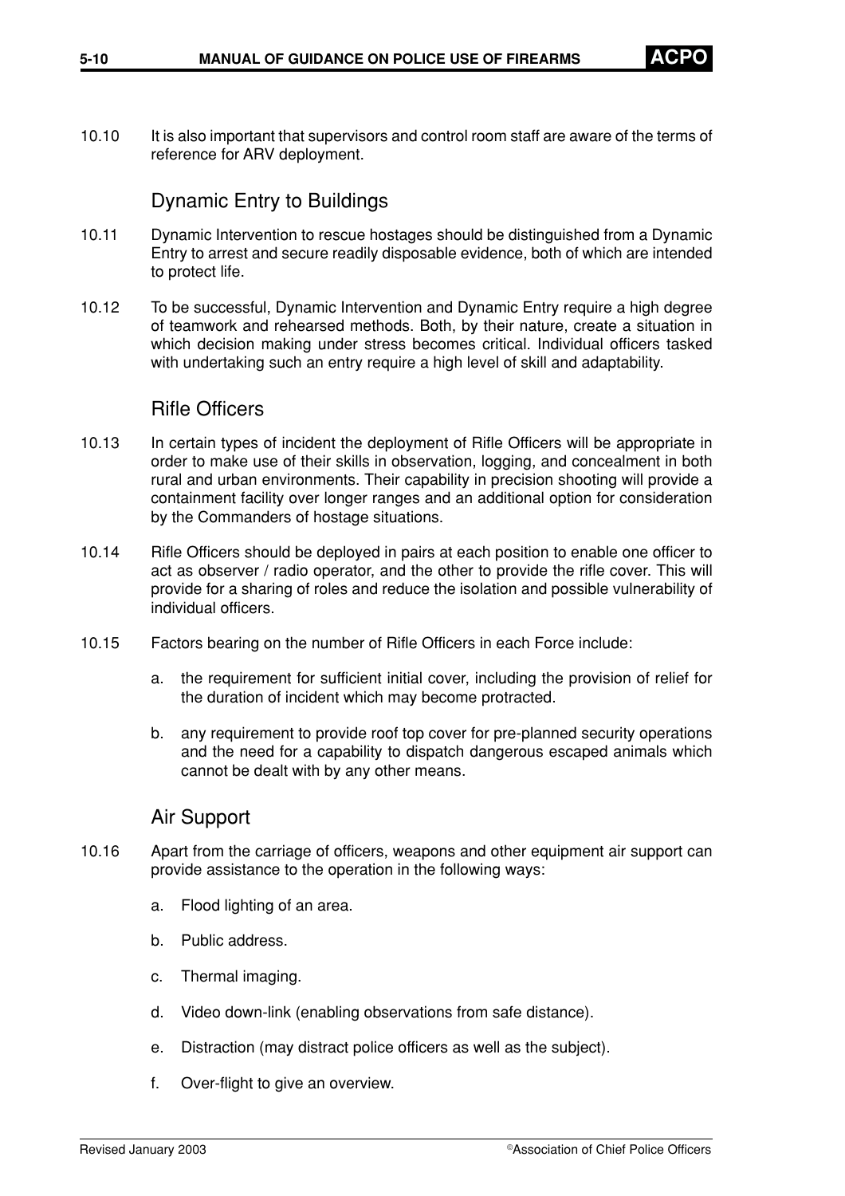10.10 It is also important that supervisors and control room staff are aware of the terms of reference for ARV deployment.

## Dynamic Entry to Buildings

10.11 Dynamic Intervention to rescue hostages should be distinguished from a Dynamic Entry to arrest and secure readily disposable evidence, both of which are intended to protect life.

10.12 To be successful, Dynamic Intervention and Dynamic Entry require a high degree of teamwork and rehearsed methods. Both, by their nature, create a situation in which decision making under stress becomes critical. Individual officers tasked with undertaking such an entry require a high level of skill and adaptability.

## Rifle Officers

10.13 In certain types of incident the deployment of Rifle Officers will be appropriate in order to make use of their skills in observation, logging, and concealment in both rural and urban environments. Their capability in precision shooting will provide a containment facility over longer ranges and an additional option for consideration by the Commanders of hostage situations.

10.14 Rifle Officers should be deployed in pairs at each position to enable one officer to act as observer / radio operator, and the other to provide the rifle cover. This will provide for a sharing of roles and reduce the isolation and possible vulnerability of individual officers.

10.15 Factors bearing on the number of Rifle Officers in each Force include:

a. the requirement for sufficient initial cover, including the provision of relief for the duration of incident which may become protracted.

b. any requirement to provide roof top cover for pre-planned security operations and the need for a capability to dispatch dangerous escaped animals which cannot be dealt with by any other means.

## Air Support

10.16 Apart from the carriage of officers, weapons and other equipment air support can provide assistance to the operation in the following ways:

a. Flood lighting of an area.

b. Public address.

c. Thermal imaging.

d. Video down-link (enabling observations from safe distance).

e. Distraction (may distract police officers as well as the subject).

f. Over-flight to give an overview.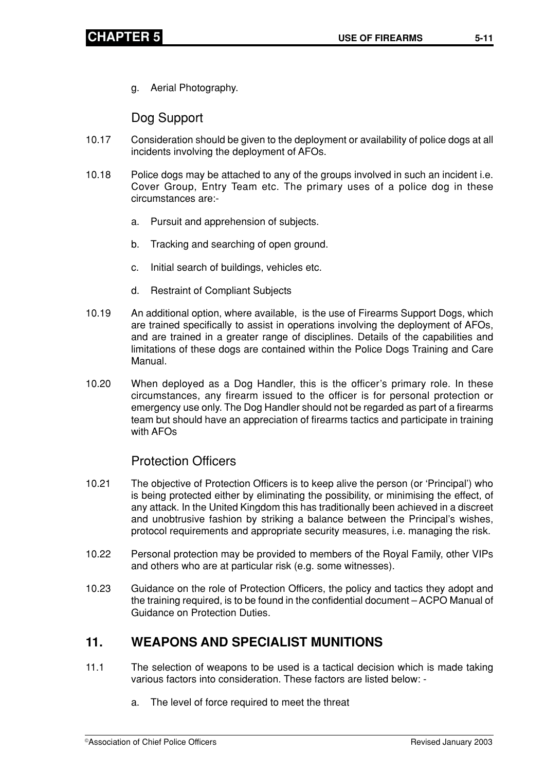g. Aerial Photography.

### Dog Support

10.17 Consideration should be given to the deployment or availability of police dogs at all incidents involving the deployment of AFOs.

10.18 Police dogs may be attached to any of the groups involved in such an incident i.e. Cover Group, Entry Team etc. The primary uses of a police dog in these circumstances are:-

a. Pursuit and apprehension of subjects.

b. Tracking and searching of open ground.

c. Initial search of buildings, vehicles etc.

d. Restraint of Compliant Subjects

10.19 An additional option, where available, is the use of Firearms Support Dogs, which are trained specifically to assist in operations involving the deployment of AFOs, and are trained in a greater range of disciplines. Details of the capabilities and limitations of these dogs are contained within the Police Dogs Training and Care Manual.

10.20 When deployed as a Dog Handler, this is the officer's primary role. In these circumstances, any firearm issued to the officer is for personal protection or emergency use only. The Dog Handler should not be regarded as part of a firearms team but should have an appreciation of firearms tactics and participate in training with AFOs

### Protection Officers

10.21 The objective of Protection Officers is to keep alive the person (or 'Principal') who is being protected either by eliminating the possibility, or minimising the effect, of any attack. In the United Kingdom this has traditionally been achieved in a discreet and unobtrusive fashion by striking a balance between the Principal's wishes, protocol requirements and appropriate security measures, i.e. managing the risk.

10.22 Personal protection may be provided to members of the Royal Family, other VIPs and others who are at particular risk (e.g. some witnesses).

10.23 Guidance on the role of Protection Officers, the policy and tactics they adopt and the training required, is to be found in the confidential document – ACPO Manual of Guidance on Protection Duties.

## 11. WEAPONS AND SPECIALIST MUNITIONS

11.1 The selection of weapons to be used is a tactical decision which is made taking various factors into consideration. These factors are listed below: -

a. The level of force required to meet the threat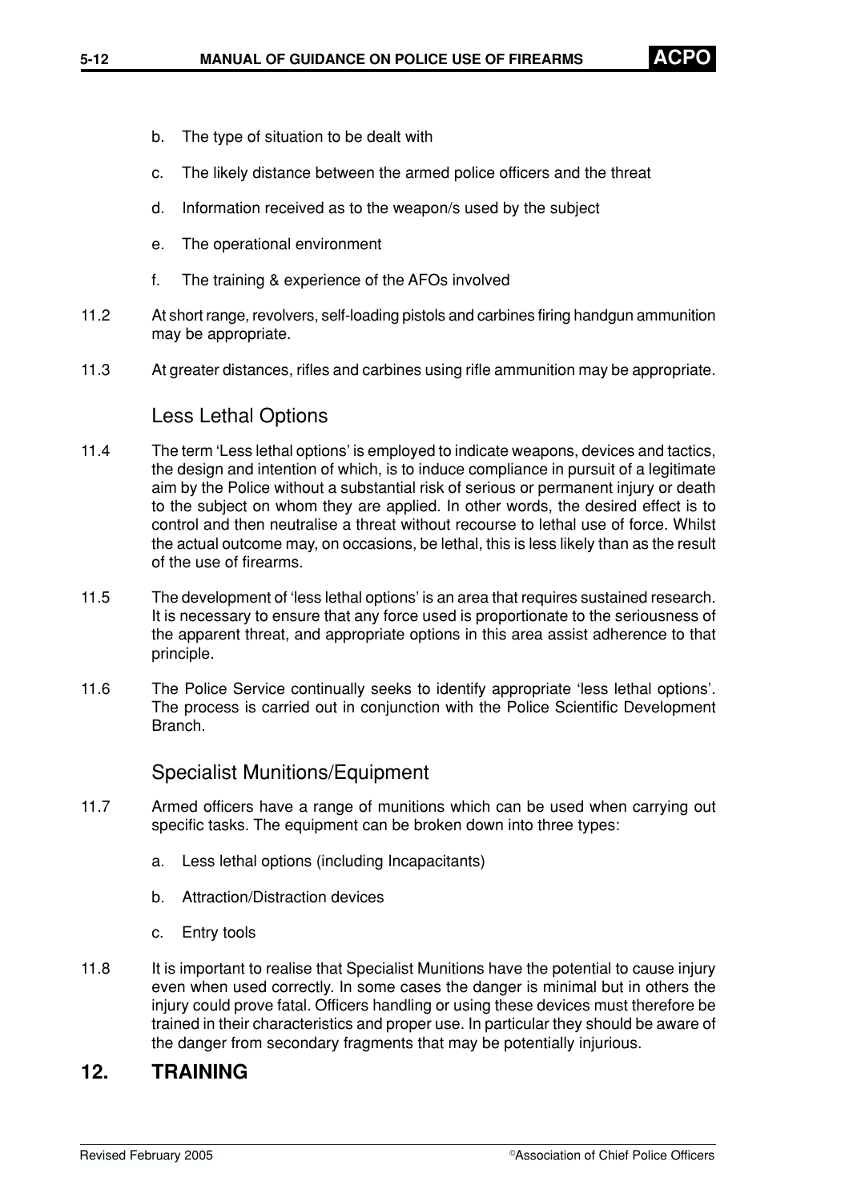b. The type of situation to be dealt with

c. The likely distance between the armed police officers and the threat

d. Information received as to the weapon/s used by the subject

e. The operational environment

f. The training & experience of the AFOs involved

11.2 At short range, revolvers, self-loading pistols and carbines firing handgun ammunition may be appropriate.

11.3 At greater distances, rifles and carbines using rifle ammunition may be appropriate.

### Less Lethal Options

11.4 The term 'Less lethal options' is employed to indicate weapons, devices and tactics, the design and intention of which, is to induce compliance in pursuit of a legitimate aim by the Police without a substantial risk of serious or permanent injury or death to the subject on whom they are applied. In other words, the desired effect is to control and then neutralise a threat without recourse to lethal use of force. Whilst the actual outcome may, on occasions, be lethal, this is less likely than as the result of the use of firearms.

11.5 The development of 'less lethal options' is an area that requires sustained research. It is necessary to ensure that any force used is proportionate to the seriousness of the apparent threat, and appropriate options in this area assist adherence to that principle.

11.6 The Police Service continually seeks to identify appropriate 'less lethal options'. The process is carried out in conjunction with the Police Scientific Development Branch.

### Specialist Munitions/Equipment

11.7 Armed officers have a range of munitions which can be used when carrying out specific tasks. The equipment can be broken down into three types:

a. Less lethal options (including Incapacitants)

b. Attraction/Distraction devices

c. Entry tools

11.8 It is important to realise that Specialist Munitions have the potential to cause injury even when used correctly. In some cases the danger is minimal but in others the injury could prove fatal. Officers handling or using these devices must therefore be trained in their characteristics and proper use. In particular they should be aware of the danger from secondary fragments that may be potentially injurious.

## 12. TRAINING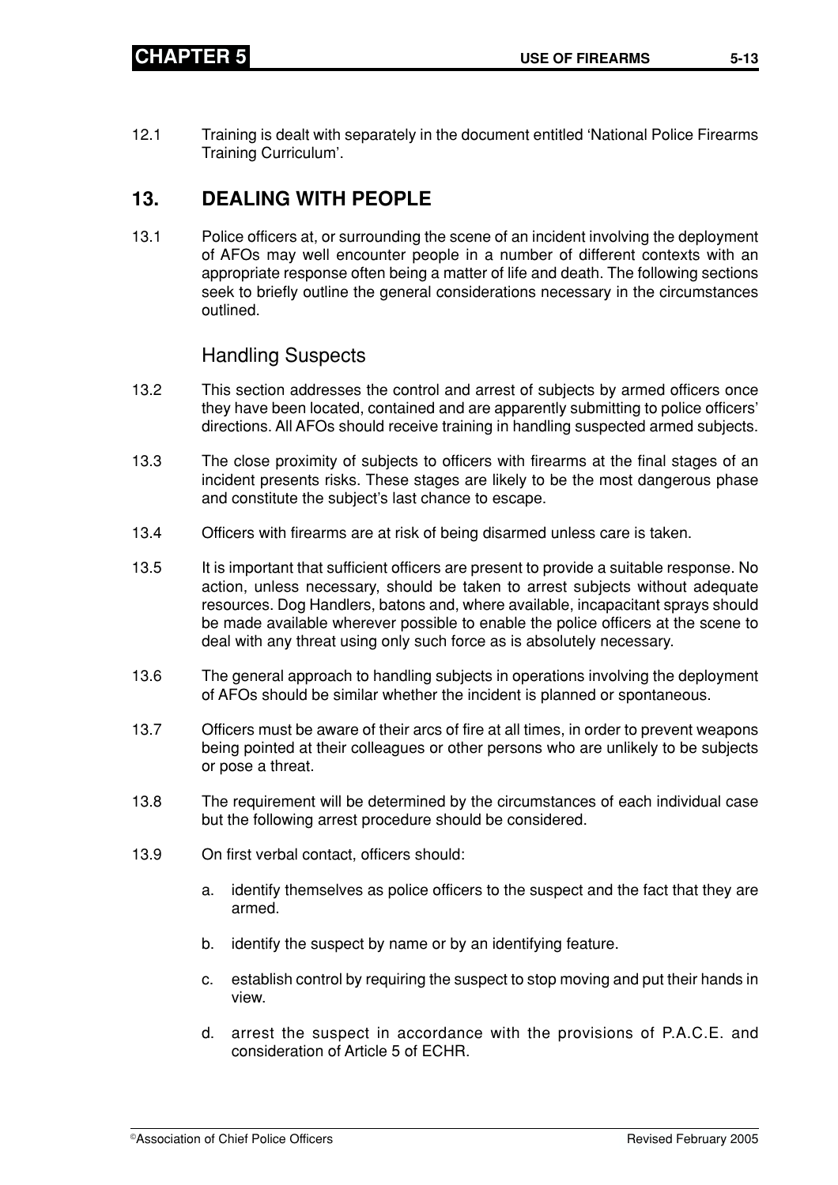12.1 Training is dealt with separately in the document entitled 'National Police Firearms Training Curriculum'.

## 13. DEALING WITH PEOPLE

13.1 Police officers at, or surrounding the scene of an incident involving the deployment of AFOs may well encounter people in a number of different contexts with an appropriate response often being a matter of life and death. The following sections seek to briefly outline the general considerations necessary in the circumstances outlined.

### Handling Suspects

13.2 This section addresses the control and arrest of subjects by armed officers once they have been located, contained and are apparently submitting to police officers' directions. All AFOs should receive training in handling suspected armed subjects.

13.3 The close proximity of subjects to officers with firearms at the final stages of an incident presents risks. These stages are likely to be the most dangerous phase and constitute the subject's last chance to escape.

13.4 Officers with firearms are at risk of being disarmed unless care is taken.

13.5 It is important that sufficient officers are present to provide a suitable response. No action, unless necessary, should be taken to arrest subjects without adequate resources. Dog Handlers, batons and, where available, incapacitant sprays should be made available wherever possible to enable the police officers at the scene to deal with any threat using only such force as is absolutely necessary.

13.6 The general approach to handling subjects in operations involving the deployment of AFOs should be similar whether the incident is planned or spontaneous.

13.7 Officers must be aware of their arcs of fire at all times, in order to prevent weapons being pointed at their colleagues or other persons who are unlikely to be subjects or pose a threat.

13.8 The requirement will be determined by the circumstances of each individual case but the following arrest procedure should be considered.

13.9 On first verbal contact, officers should:

a. identify themselves as police officers to the suspect and the fact that they are armed.

b. identify the suspect by name or by an identifying feature.

c. establish control by requiring the suspect to stop moving and put their hands in view.

d. arrest the suspect in accordance with the provisions of P.A.C.E. and consideration of Article 5 of ECHR.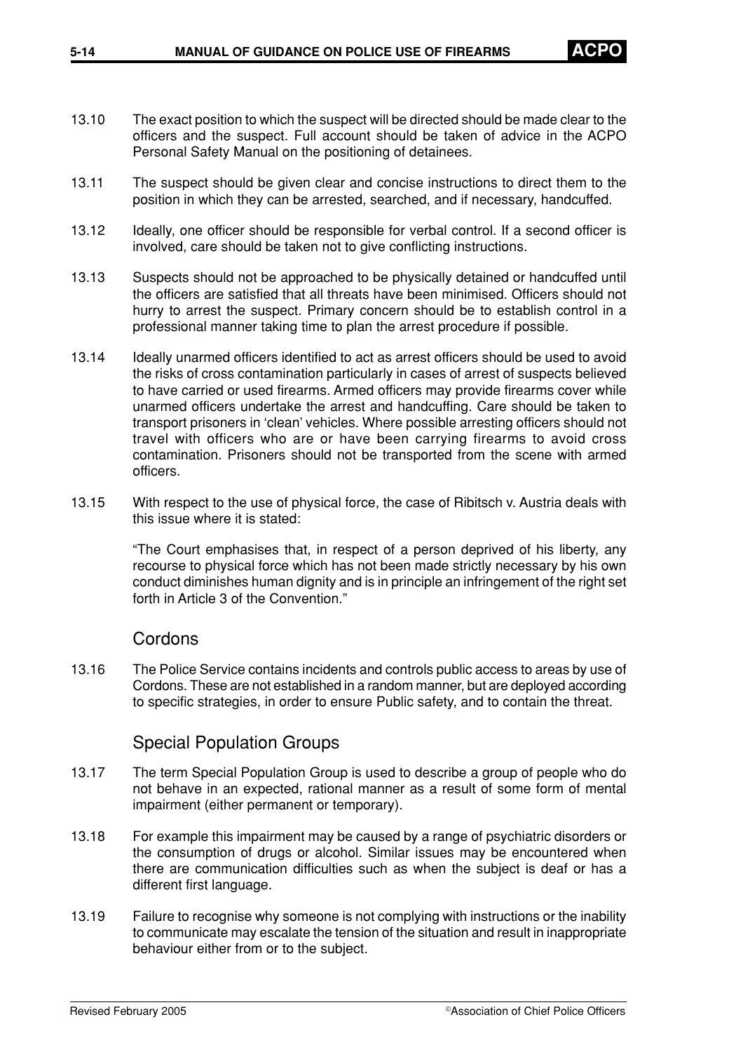13.10 The exact position to which the suspect will be directed should be made clear to the officers and the suspect. Full account should be taken of advice in the ACPO Personal Safety Manual on the positioning of detainees.

13.11 The suspect should be given clear and concise instructions to direct them to the position in which they can be arrested, searched, and if necessary, handcuffed.

13.12 Ideally, one officer should be responsible for verbal control. If a second officer is involved, care should be taken not to give conflicting instructions.

13.13 Suspects should not be approached to be physically detained or handcuffed until the officers are satisfied that all threats have been minimised. Officers should not hurry to arrest the suspect. Primary concern should be to establish control in a professional manner taking time to plan the arrest procedure if possible.

13.14 Ideally unarmed officers identified to act as arrest officers should be used to avoid the risks of cross contamination particularly in cases of arrest of suspects believed to have carried or used firearms. Armed officers may provide firearms cover while unarmed officers undertake the arrest and handcuffing. Care should be taken to transport prisoners in 'clean' vehicles. Where possible arresting officers should not travel with officers who are or have been carrying firearms to avoid cross contamination. Prisoners should not be transported from the scene with armed officers.

13.15 With respect to the use of physical force, the case of Ribitsch v. Austria deals with this issue where it is stated:

"The Court emphasises that, in respect of a person deprived of his liberty, any recourse to physical force which has not been made strictly necessary by his own conduct diminishes human dignity and is in principle an infringement of the right set forth in Article 3 of the Convention."

## Cordons

13.16 The Police Service contains incidents and controls public access to areas by use of Cordons. These are not established in a random manner, but are deployed according to specific strategies, in order to ensure Public safety, and to contain the threat.

## Special Population Groups

13.17 The term Special Population Group is used to describe a group of people who do not behave in an expected, rational manner as a result of some form of mental impairment (either permanent or temporary).

13.18 For example this impairment may be caused by a range of psychiatric disorders or the consumption of drugs or alcohol. Similar issues may be encountered when there are communication difficulties such as when the subject is deaf or has a different first language.

13.19 Failure to recognise why someone is not complying with instructions or the inability to communicate may escalate the tension of the situation and result in inappropriate behaviour either from or to the subject.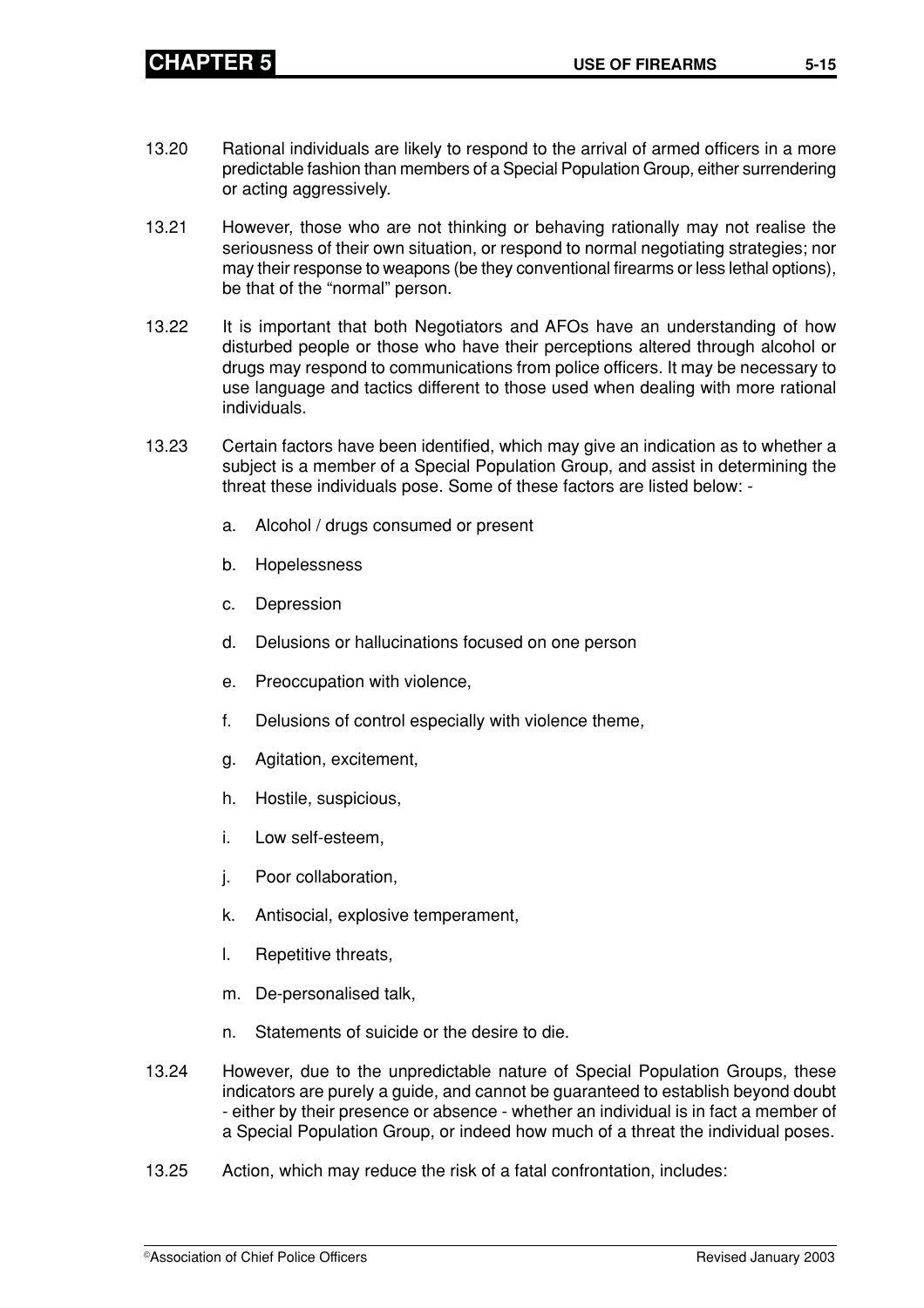13.20 Rational individuals are likely to respond to the arrival of armed officers in a more predictable fashion than members of a Special Population Group, either surrendering or acting aggressively.

13.21 However, those who are not thinking or behaving rationally may not realise the seriousness of their own situation, or respond to normal negotiating strategies; nor may their response to weapons (be they conventional firearms or less lethal options), be that of the "normal" person.

13.22 It is important that both Negotiators and AFOs have an understanding of how disturbed people or those who have their perceptions altered through alcohol or drugs may respond to communications from police officers. It may be necessary to use language and tactics different to those used when dealing with more rational individuals.

13.23 Certain factors have been identified, which may give an indication as to whether a subject is a member of a Special Population Group, and assist in determining the threat these individuals pose. Some of these factors are listed below: -

a. Alcohol / drugs consumed or present

b. Hopelessness

c. Depression

d. Delusions or hallucinations focused on one person

e. Preoccupation with violence,

f. Delusions of control especially with violence theme,

g. Agitation, excitement,

h. Hostile, suspicious,

i. Low self-esteem,

j. Poor collaboration,

k. Antisocial, explosive temperament,

l. Repetitive threats,

m. De-personalised talk,

n. Statements of suicide or the desire to die.

13.24 However, due to the unpredictable nature of Special Population Groups, these indicators are purely a guide, and cannot be guaranteed to establish beyond doubt - either by their presence or absence - whether an individual is in fact a member of a Special Population Group, or indeed how much of a threat the individual poses.

13.25 Action, which may reduce the risk of a fatal confrontation, includes: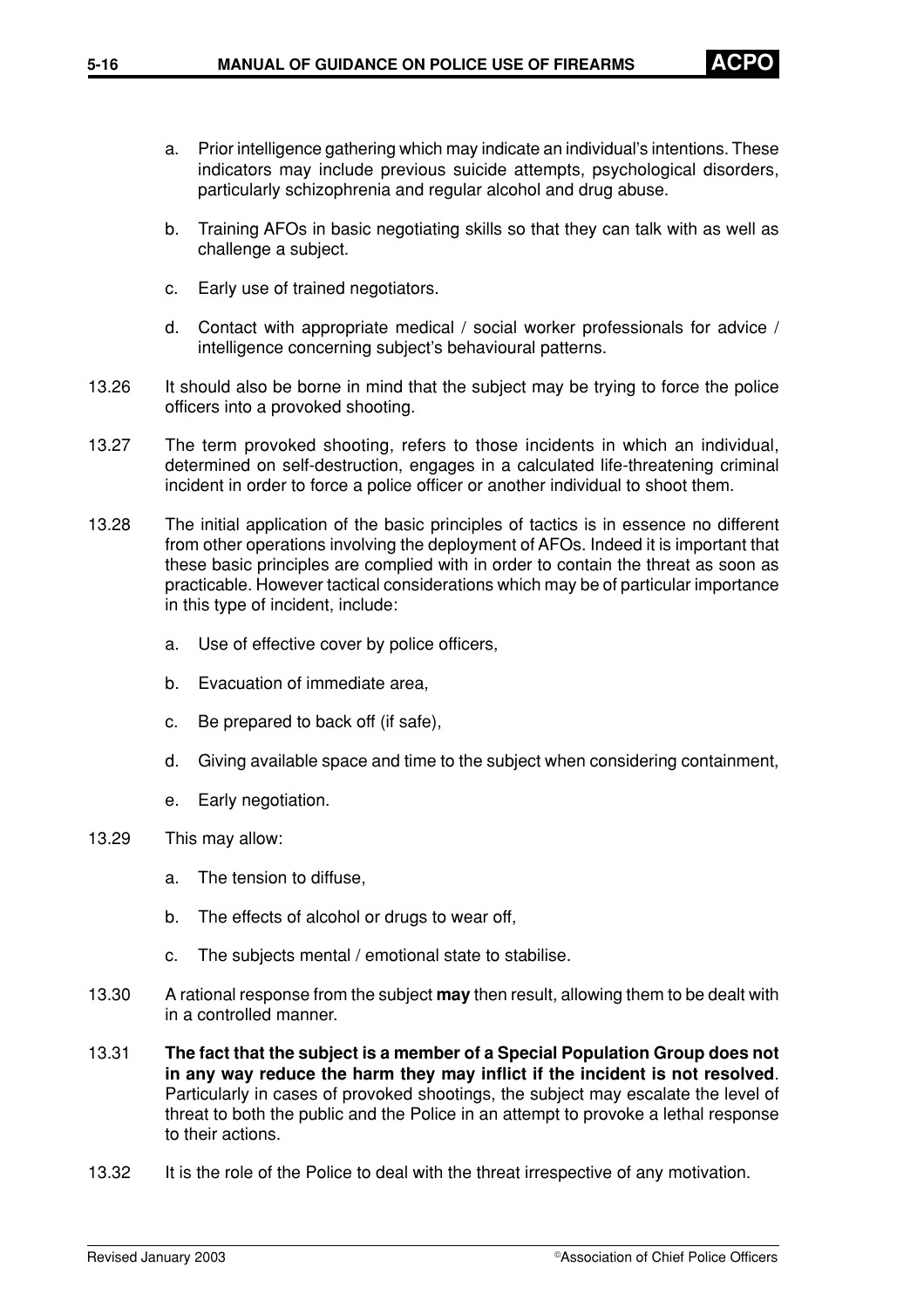a. Prior intelligence gathering which may indicate an individual's intentions. These indicators may include previous suicide attempts, psychological disorders, particularly schizophrenia and regular alcohol and drug abuse.

b. Training AFOs in basic negotiating skills so that they can talk with as well as challenge a subject.

c. Early use of trained negotiators.

d. Contact with appropriate medical / social worker professionals for advice / intelligence concerning subject's behavioural patterns.

13.26 It should also be borne in mind that the subject may be trying to force the police officers into a provoked shooting.

13.27 The term provoked shooting, refers to those incidents in which an individual, determined on self-destruction, engages in a calculated life-threatening criminal incident in order to force a police officer or another individual to shoot them.

13.28 The initial application of the basic principles of tactics is in essence no different from other operations involving the deployment of AFOs. Indeed it is important that these basic principles are complied with in order to contain the threat as soon as practicable. However tactical considerations which may be of particular importance in this type of incident, include:

a. Use of effective cover by police officers,

b. Evacuation of immediate area,

c. Be prepared to back off (if safe),

d. Giving available space and time to the subject when considering containment,

e. Early negotiation.

13.29 This may allow:

a. The tension to diffuse,

b. The effects of alcohol or drugs to wear off,

c. The subjects mental / emotional state to stabilise.

13.30 A rational response from the subject **may** then result, allowing them to be dealt with in a controlled manner.

13.31 **The fact that the subject is a member of a Special Population Group does not in any way reduce the harm they may inflict if the incident is not resolved**. Particularly in cases of provoked shootings, the subject may escalate the level of threat to both the public and the Police in an attempt to provoke a lethal response to their actions.

13.32 It is the role of the Police to deal with the threat irrespective of any motivation.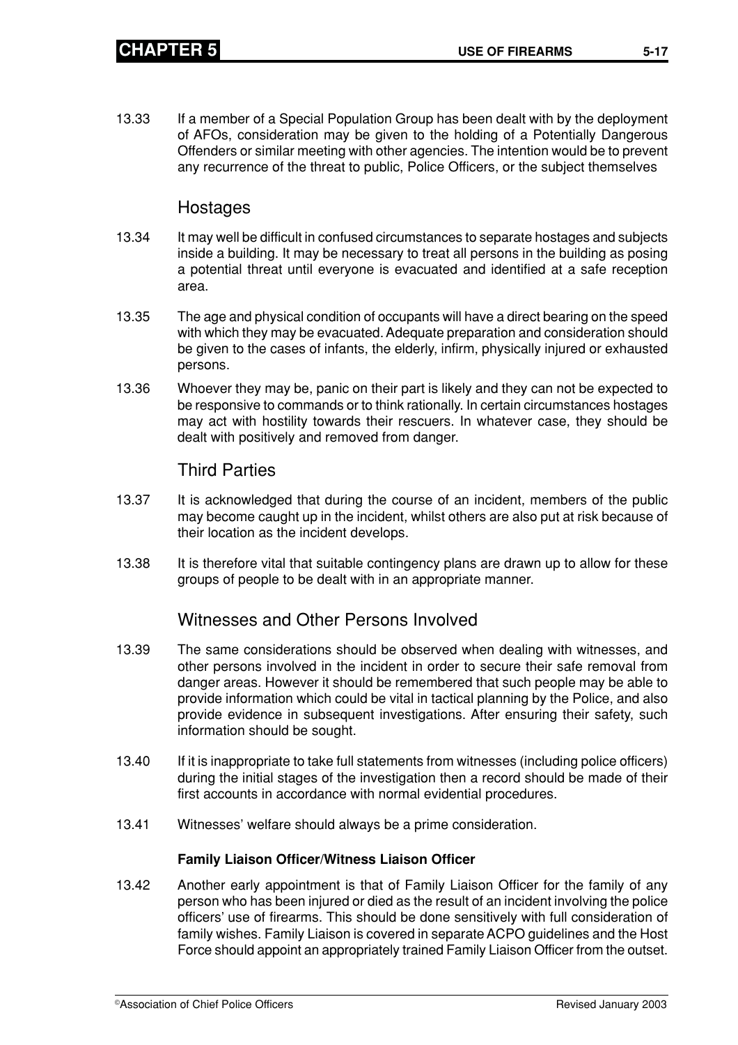13.33 If a member of a Special Population Group has been dealt with by the deployment of AFOs, consideration may be given to the holding of a Potentially Dangerous Offenders or similar meeting with other agencies. The intention would be to prevent any recurrence of the threat to public, Police Officers, or the subject themselves

## Hostages

13.34 It may well be difficult in confused circumstances to separate hostages and subjects inside a building. It may be necessary to treat all persons in the building as posing a potential threat until everyone is evacuated and identified at a safe reception area.

13.35 The age and physical condition of occupants will have a direct bearing on the speed with which they may be evacuated. Adequate preparation and consideration should be given to the cases of infants, the elderly, infirm, physically injured or exhausted persons.

13.36 Whoever they may be, panic on their part is likely and they can not be expected to be responsive to commands or to think rationally. In certain circumstances hostages may act with hostility towards their rescuers. In whatever case, they should be dealt with positively and removed from danger.

## Third Parties

13.37 It is acknowledged that during the course of an incident, members of the public may become caught up in the incident, whilst others are also put at risk because of their location as the incident develops.

13.38 It is therefore vital that suitable contingency plans are drawn up to allow for these groups of people to be dealt with in an appropriate manner.

## Witnesses and Other Persons Involved

13.39 The same considerations should be observed when dealing with witnesses, and other persons involved in the incident in order to secure their safe removal from danger areas. However it should be remembered that such people may be able to provide information which could be vital in tactical planning by the Police, and also provide evidence in subsequent investigations. After ensuring their safety, such information should be sought.

13.40 If it is inappropriate to take full statements from witnesses (including police officers) during the initial stages of the investigation then a record should be made of their first accounts in accordance with normal evidential procedures.

13.41 Witnesses' welfare should always be a prime consideration.

**Family Liaison Officer/Witness Liaison Officer**

13.42 Another early appointment is that of Family Liaison Officer for the family of any person who has been injured or died as the result of an incident involving the police officers' use of firearms. This should be done sensitively with full consideration of family wishes. Family Liaison is covered in separate ACPO guidelines and the Host Force should appoint an appropriately trained Family Liaison Officer from the outset.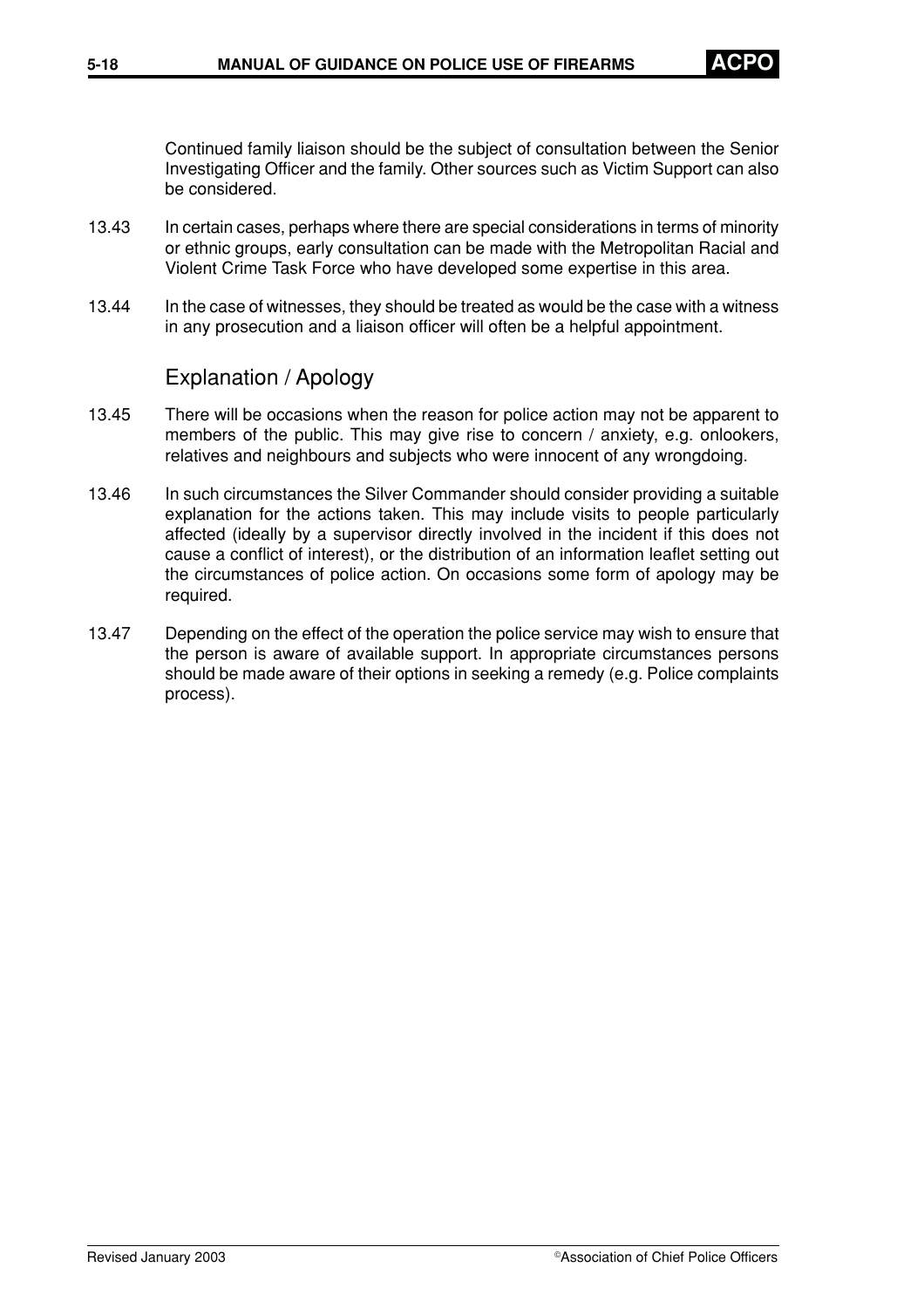Continued family liaison should be the subject of consultation between the Senior Investigating Officer and the family. Other sources such as Victim Support can also be considered.

13.43 In certain cases, perhaps where there are special considerations in terms of minority or ethnic groups, early consultation can be made with the Metropolitan Racial and Violent Crime Task Force who have developed some expertise in this area.

13.44 In the case of witnesses, they should be treated as would be the case with a witness in any prosecution and a liaison officer will often be a helpful appointment.

## Explanation / Apology

13.45 There will be occasions when the reason for police action may not be apparent to members of the public. This may give rise to concern / anxiety, e.g. onlookers, relatives and neighbours and subjects who were innocent of any wrongdoing.

13.46 In such circumstances the Silver Commander should consider providing a suitable explanation for the actions taken. This may include visits to people particularly affected (ideally by a supervisor directly involved in the incident if this does not cause a conflict of interest), or the distribution of an information leaflet setting out the circumstances of police action. On occasions some form of apology may be required.

13.47 Depending on the effect of the operation the police service may wish to ensure that the person is aware of available support. In appropriate circumstances persons should be made aware of their options in seeking a remedy (e.g. Police complaints process).